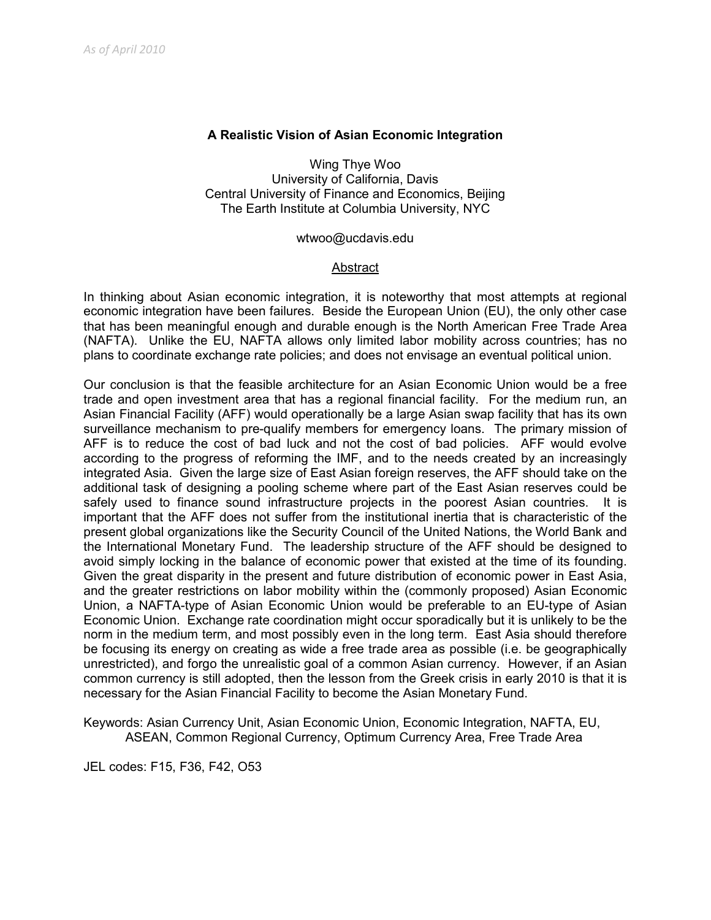*As of April 2010*

# A Realistic Vision of Asian Economic Integration

Wing Thye Woo
University of California, Davis
Central University of Finance and Economics, Beijing
The Earth Institute at Columbia University, NYC

wtwoo@ucdavis.edu

## Abstract

In thinking about Asian economic integration, it is noteworthy that most attempts at regional economic integration have been failures. Beside the European Union (EU), the only other case that has been meaningful enough and durable enough is the North American Free Trade Area (NAFTA). Unlike the EU, NAFTA allows only limited labor mobility across countries; has no plans to coordinate exchange rate policies; and does not envisage an eventual political union.

Our conclusion is that the feasible architecture for an Asian Economic Union would be a free trade and open investment area that has a regional financial facility. For the medium run, an Asian Financial Facility (AFF) would operationally be a large Asian swap facility that has its own surveillance mechanism to pre-qualify members for emergency loans. The primary mission of AFF is to reduce the cost of bad luck and not the cost of bad policies. AFF would evolve according to the progress of reforming the IMF, and to the needs created by an increasingly integrated Asia. Given the large size of East Asian foreign reserves, the AFF should take on the additional task of designing a pooling scheme where part of the East Asian reserves could be safely used to finance sound infrastructure projects in the poorest Asian countries. It is important that the AFF does not suffer from the institutional inertia that is characteristic of the present global organizations like the Security Council of the United Nations, the World Bank and the International Monetary Fund. The leadership structure of the AFF should be designed to avoid simply locking in the balance of economic power that existed at the time of its founding. Given the great disparity in the present and future distribution of economic power in East Asia, and the greater restrictions on labor mobility within the (commonly proposed) Asian Economic Union, a NAFTA-type of Asian Economic Union would be preferable to an EU-type of Asian Economic Union. Exchange rate coordination might occur sporadically but it is unlikely to be the norm in the medium term, and most possibly even in the long term. East Asia should therefore be focusing its energy on creating as wide a free trade area as possible (i.e. be geographically unrestricted), and forgo the unrealistic goal of a common Asian currency. However, if an Asian common currency is still adopted, then the lesson from the Greek crisis in early 2010 is that it is necessary for the Asian Financial Facility to become the Asian Monetary Fund.

Keywords: Asian Currency Unit, Asian Economic Union, Economic Integration, NAFTA, EU, ASEAN, Common Regional Currency, Optimum Currency Area, Free Trade Area

JEL codes: F15, F36, F42, O53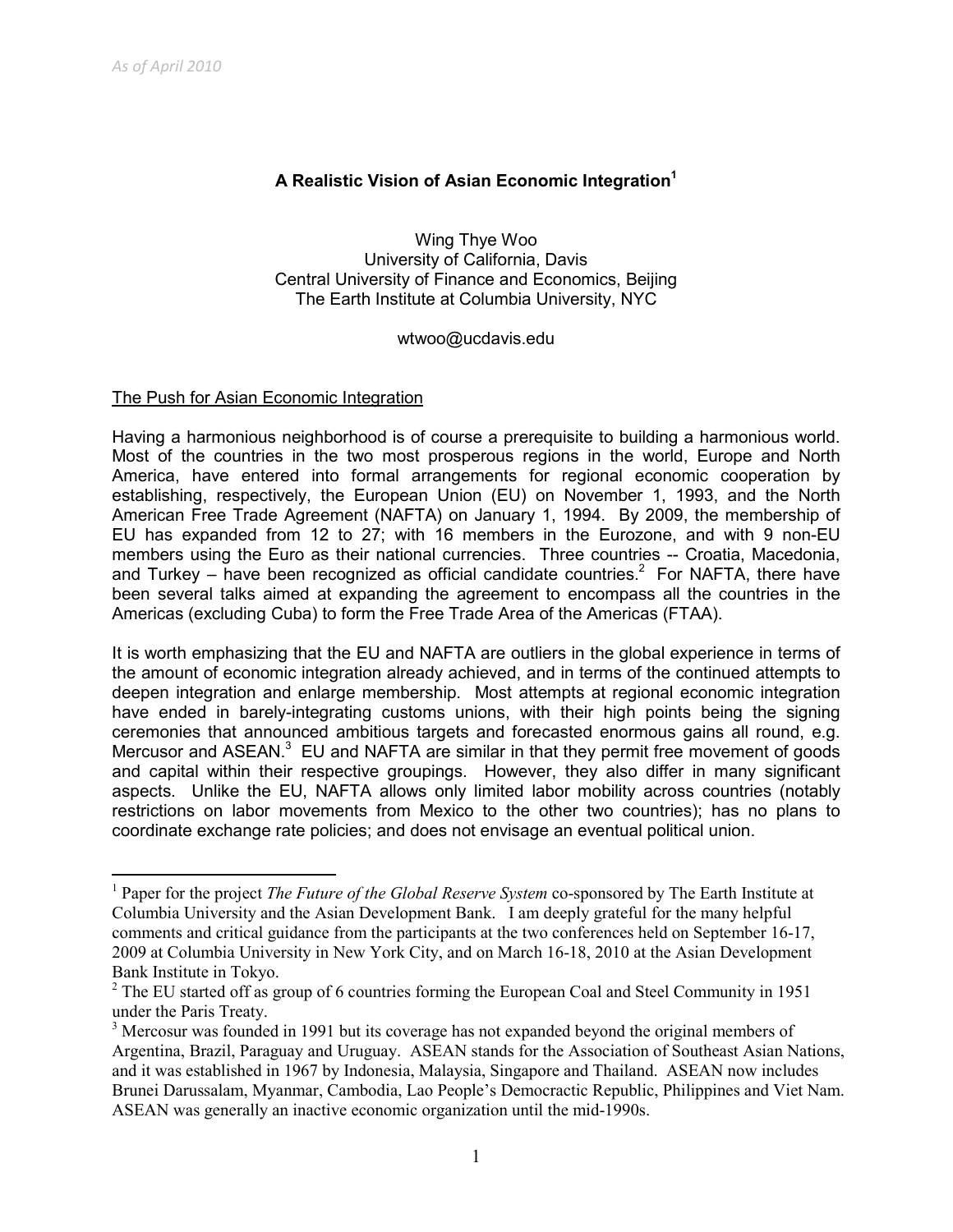*As of April 2010*

# A Realistic Vision of Asian Economic Integration[1]

Wing Thye Woo
University of California, Davis
Central University of Finance and Economics, Beijing
The Earth Institute at Columbia University, NYC

wtwoo@ucdavis.edu

## The Push for Asian Economic Integration

Having a harmonious neighborhood is of course a prerequisite to building a harmonious world. Most of the countries in the two most prosperous regions in the world, Europe and North America, have entered into formal arrangements for regional economic cooperation by establishing, respectively, the European Union (EU) on November 1, 1993, and the North American Free Trade Agreement (NAFTA) on January 1, 1994. By 2009, the membership of EU has expanded from 12 to 27; with 16 members in the Eurozone, and with 9 non-EU members using the Euro as their national currencies. Three countries -- Croatia, Macedonia, and Turkey – have been recognized as official candidate countries.[2] For NAFTA, there have been several talks aimed at expanding the agreement to encompass all the countries in the Americas (excluding Cuba) to form the Free Trade Area of the Americas (FTAA).

It is worth emphasizing that the EU and NAFTA are outliers in the global experience in terms of the amount of economic integration already achieved, and in terms of the continued attempts to deepen integration and enlarge membership. Most attempts at regional economic integration have ended in barely-integrating customs unions, with their high points being the signing ceremonies that announced ambitious targets and forecasted enormous gains all round, e.g. Mercusor and ASEAN.[3] EU and NAFTA are similar in that they permit free movement of goods and capital within their respective groupings. However, they also differ in many significant aspects. Unlike the EU, NAFTA allows only limited labor mobility across countries (notably restrictions on labor movements from Mexico to the other two countries); has no plans to coordinate exchange rate policies; and does not envisage an eventual political union.

---

[1] Paper for the project *The Future of the Global Reserve System* co-sponsored by The Earth Institute at Columbia University and the Asian Development Bank. I am deeply grateful for the many helpful comments and critical guidance from the participants at the two conferences held on September 16-17, 2009 at Columbia University in New York City, and on March 16-18, 2010 at the Asian Development Bank Institute in Tokyo.

[2] The EU started off as group of 6 countries forming the European Coal and Steel Community in 1951 under the Paris Treaty.

[3] Mercosur was founded in 1991 but its coverage has not expanded beyond the original members of Argentina, Brazil, Paraguay and Uruguay. ASEAN stands for the Association of Southeast Asian Nations, and it was established in 1967 by Indonesia, Malaysia, Singapore and Thailand. ASEAN now includes Brunei Darussalam, Myanmar, Cambodia, Lao People's Democractic Republic, Philippines and Viet Nam. ASEAN was generally an inactive economic organization until the mid-1990s.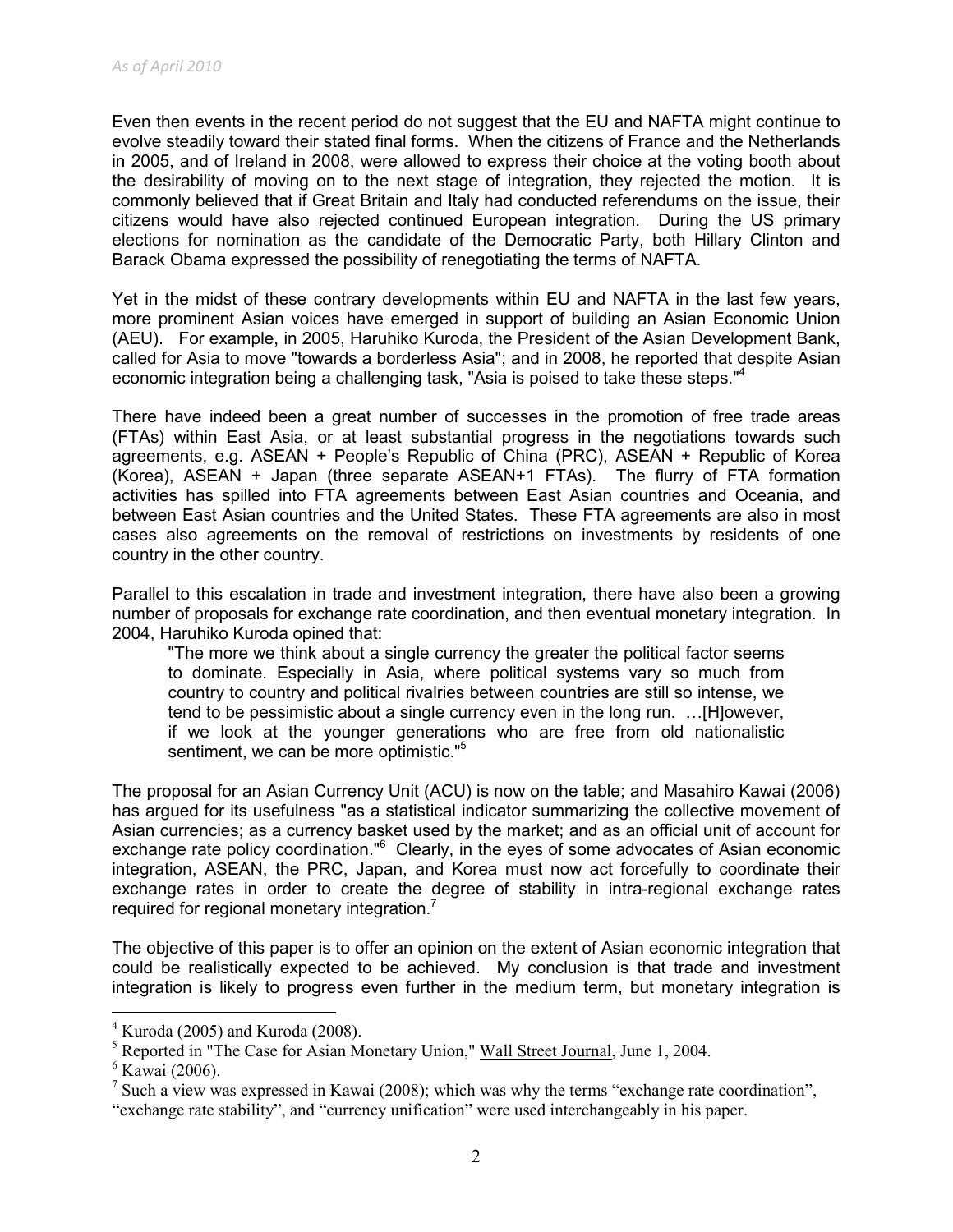Even then events in the recent period do not suggest that the EU and NAFTA might continue to evolve steadily toward their stated final forms. When the citizens of France and the Netherlands in 2005, and of Ireland in 2008, were allowed to express their choice at the voting booth about the desirability of moving on to the next stage of integration, they rejected the motion. It is commonly believed that if Great Britain and Italy had conducted referendums on the issue, their citizens would have also rejected continued European integration. During the US primary elections for nomination as the candidate of the Democratic Party, both Hillary Clinton and Barack Obama expressed the possibility of renegotiating the terms of NAFTA.

Yet in the midst of these contrary developments within EU and NAFTA in the last few years, more prominent Asian voices have emerged in support of building an Asian Economic Union (AEU). For example, in 2005, Haruhiko Kuroda, the President of the Asian Development Bank, called for Asia to move "towards a borderless Asia"; and in 2008, he reported that despite Asian economic integration being a challenging task, "Asia is poised to take these steps."[4]

There have indeed been a great number of successes in the promotion of free trade areas (FTAs) within East Asia, or at least substantial progress in the negotiations towards such agreements, e.g. ASEAN + People's Republic of China (PRC), ASEAN + Republic of Korea (Korea), ASEAN + Japan (three separate ASEAN+1 FTAs). The flurry of FTA formation activities has spilled into FTA agreements between East Asian countries and Oceania, and between East Asian countries and the United States. These FTA agreements are also in most cases also agreements on the removal of restrictions on investments by residents of one country in the other country.

Parallel to this escalation in trade and investment integration, there have also been a growing number of proposals for exchange rate coordination, and then eventual monetary integration. In 2004, Haruhiko Kuroda opined that:

> "The more we think about a single currency the greater the political factor seems to dominate. Especially in Asia, where political systems vary so much from country to country and political rivalries between countries are still so intense, we tend to be pessimistic about a single currency even in the long run. …[H]owever, if we look at the younger generations who are free from old nationalistic sentiment, we can be more optimistic."[5]

The proposal for an Asian Currency Unit (ACU) is now on the table; and Masahiro Kawai (2006) has argued for its usefulness "as a statistical indicator summarizing the collective movement of Asian currencies; as a currency basket used by the market; and as an official unit of account for exchange rate policy coordination."[6] Clearly, in the eyes of some advocates of Asian economic integration, ASEAN, the PRC, Japan, and Korea must now act forcefully to coordinate their exchange rates in order to create the degree of stability in intra-regional exchange rates required for regional monetary integration.[7]

The objective of this paper is to offer an opinion on the extent of Asian economic integration that could be realistically expected to be achieved. My conclusion is that trade and investment integration is likely to progress even further in the medium term, but monetary integration is

---

[4] Kuroda (2005) and Kuroda (2008).

[5] Reported in "The Case for Asian Monetary Union," Wall Street Journal, June 1, 2004.

[6] Kawai (2006).

[7] Such a view was expressed in Kawai (2008); which was why the terms "exchange rate coordination", "exchange rate stability", and "currency unification" were used interchangeably in his paper.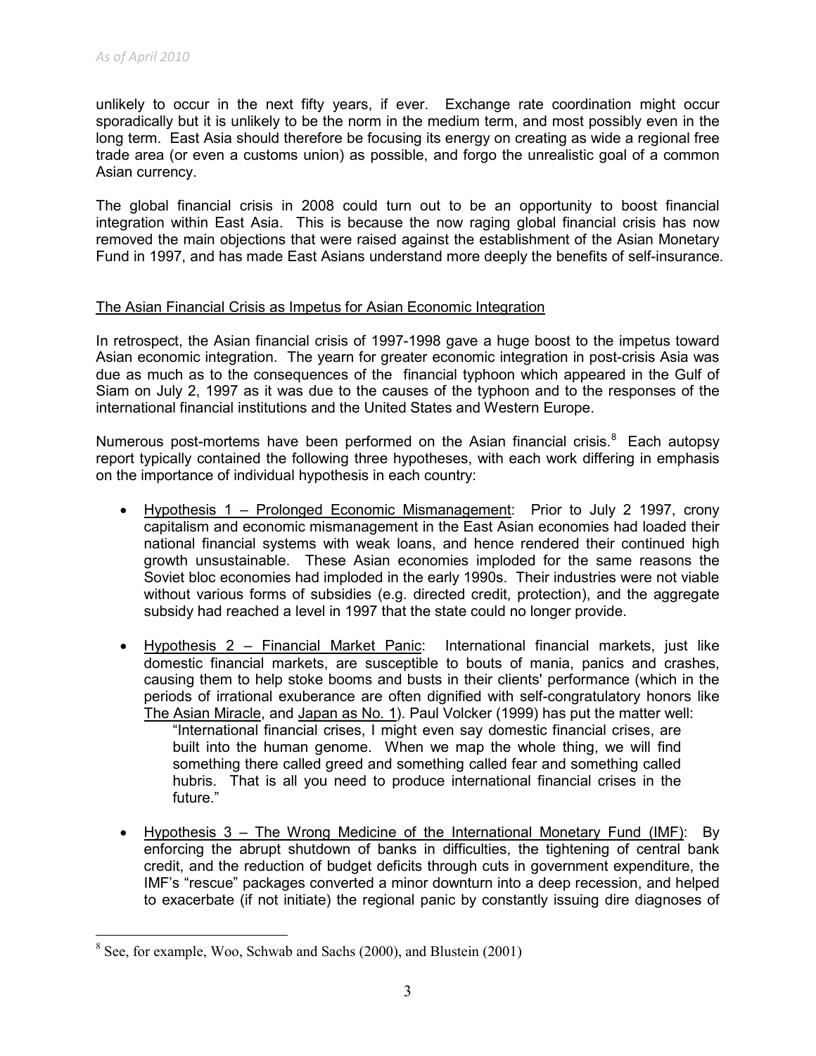unlikely to occur in the next fifty years, if ever. Exchange rate coordination might occur sporadically but it is unlikely to be the norm in the medium term, and most possibly even in the long term. East Asia should therefore be focusing its energy on creating as wide a regional free trade area (or even a customs union) as possible, and forgo the unrealistic goal of a common Asian currency.

The global financial crisis in 2008 could turn out to be an opportunity to boost financial integration within East Asia. This is because the now raging global financial crisis has now removed the main objections that were raised against the establishment of the Asian Monetary Fund in 1997, and has made East Asians understand more deeply the benefits of self-insurance.

## The Asian Financial Crisis as Impetus for Asian Economic Integration

In retrospect, the Asian financial crisis of 1997-1998 gave a huge boost to the impetus toward Asian economic integration. The yearn for greater economic integration in post-crisis Asia was due as much as to the consequences of the financial typhoon which appeared in the Gulf of Siam on July 2, 1997 as it was due to the causes of the typhoon and to the responses of the international financial institutions and the United States and Western Europe.

Numerous post-mortems have been performed on the Asian financial crisis.[8] Each autopsy report typically contained the following three hypotheses, with each work differing in emphasis on the importance of individual hypothesis in each country:

- Hypothesis 1 – Prolonged Economic Mismanagement: Prior to July 2 1997, crony capitalism and economic mismanagement in the East Asian economies had loaded their national financial systems with weak loans, and hence rendered their continued high growth unsustainable. These Asian economies imploded for the same reasons the Soviet bloc economies had imploded in the early 1990s. Their industries were not viable without various forms of subsidies (e.g. directed credit, protection), and the aggregate subsidy had reached a level in 1997 that the state could no longer provide.

- Hypothesis 2 – Financial Market Panic: International financial markets, just like domestic financial markets, are susceptible to bouts of mania, panics and crashes, causing them to help stoke booms and busts in their clients' performance (which in the periods of irrational exuberance are often dignified with self-congratulatory honors like The Asian Miracle, and Japan as No. 1). Paul Volcker (1999) has put the matter well:

  > "International financial crises, I might even say domestic financial crises, are built into the human genome. When we map the whole thing, we will find something there called greed and something called fear and something called hubris. That is all you need to produce international financial crises in the future."

- Hypothesis 3 – The Wrong Medicine of the International Monetary Fund (IMF): By enforcing the abrupt shutdown of banks in difficulties, the tightening of central bank credit, and the reduction of budget deficits through cuts in government expenditure, the IMF's "rescue" packages converted a minor downturn into a deep recession, and helped to exacerbate (if not initiate) the regional panic by constantly issuing dire diagnoses of

---

[8] See, for example, Woo, Schwab and Sachs (2000), and Blustein (2001)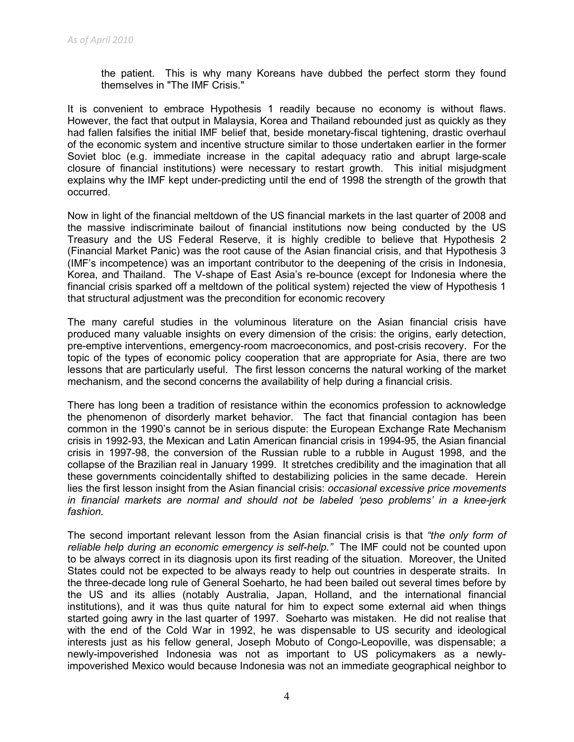the patient. This is why many Koreans have dubbed the perfect storm they found themselves in "The IMF Crisis."

It is convenient to embrace Hypothesis 1 readily because no economy is without flaws. However, the fact that output in Malaysia, Korea and Thailand rebounded just as quickly as they had fallen falsifies the initial IMF belief that, beside monetary-fiscal tightening, drastic overhaul of the economic system and incentive structure similar to those undertaken earlier in the former Soviet bloc (e.g. immediate increase in the capital adequacy ratio and abrupt large-scale closure of financial institutions) were necessary to restart growth. This initial misjudgment explains why the IMF kept under-predicting until the end of 1998 the strength of the growth that occurred.

Now in light of the financial meltdown of the US financial markets in the last quarter of 2008 and the massive indiscriminate bailout of financial institutions now being conducted by the US Treasury and the US Federal Reserve, it is highly credible to believe that Hypothesis 2 (Financial Market Panic) was the root cause of the Asian financial crisis, and that Hypothesis 3 (IMF's incompetence) was an important contributor to the deepening of the crisis in Indonesia, Korea, and Thailand. The V-shape of East Asia's re-bounce (except for Indonesia where the financial crisis sparked off a meltdown of the political system) rejected the view of Hypothesis 1 that structural adjustment was the precondition for economic recovery

The many careful studies in the voluminous literature on the Asian financial crisis have produced many valuable insights on every dimension of the crisis: the origins, early detection, pre-emptive interventions, emergency-room macroeconomics, and post-crisis recovery. For the topic of the types of economic policy cooperation that are appropriate for Asia, there are two lessons that are particularly useful. The first lesson concerns the natural working of the market mechanism, and the second concerns the availability of help during a financial crisis.

There has long been a tradition of resistance within the economics profession to acknowledge the phenomenon of disorderly market behavior. The fact that financial contagion has been common in the 1990's cannot be in serious dispute: the European Exchange Rate Mechanism crisis in 1992-93, the Mexican and Latin American financial crisis in 1994-95, the Asian financial crisis in 1997-98, the conversion of the Russian ruble to a rubble in August 1998, and the collapse of the Brazilian real in January 1999. It stretches credibility and the imagination that all these governments coincidentally shifted to destabilizing policies in the same decade. Herein lies the first lesson insight from the Asian financial crisis: *occasional excessive price movements in financial markets are normal and should not be labeled 'peso problems' in a knee-jerk fashion.*

The second important relevant lesson from the Asian financial crisis is that *"the only form of reliable help during an economic emergency is self-help."* The IMF could not be counted upon to be always correct in its diagnosis upon its first reading of the situation. Moreover, the United States could not be expected to be always ready to help out countries in desperate straits. In the three-decade long rule of General Soeharto, he had been bailed out several times before by the US and its allies (notably Australia, Japan, Holland, and the international financial institutions), and it was thus quite natural for him to expect some external aid when things started going awry in the last quarter of 1997. Soeharto was mistaken. He did not realise that with the end of the Cold War in 1992, he was dispensable to US security and ideological interests just as his fellow general, Joseph Mobuto of Congo-Leopoville, was dispensable; a newly-impoverished Indonesia was not as important to US policymakers as a newly-impoverished Mexico would because Indonesia was not an immediate geographical neighbor to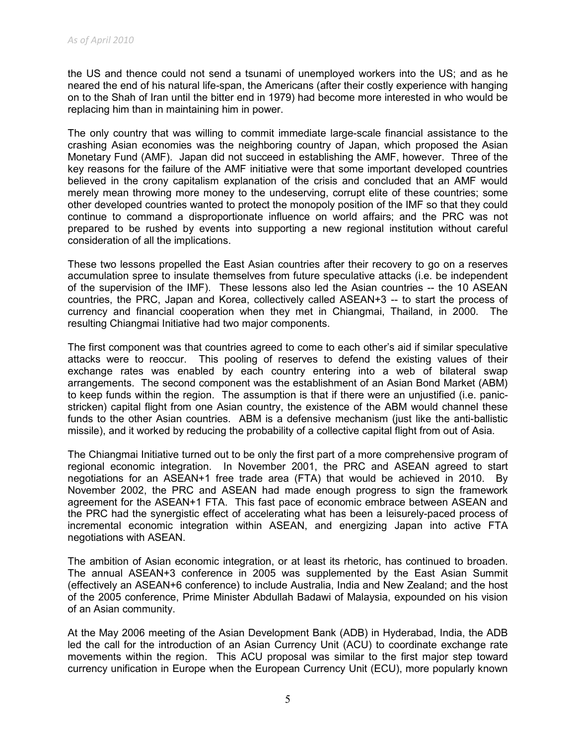the US and thence could not send a tsunami of unemployed workers into the US; and as he neared the end of his natural life-span, the Americans (after their costly experience with hanging on to the Shah of Iran until the bitter end in 1979) had become more interested in who would be replacing him than in maintaining him in power.

The only country that was willing to commit immediate large-scale financial assistance to the crashing Asian economies was the neighboring country of Japan, which proposed the Asian Monetary Fund (AMF). Japan did not succeed in establishing the AMF, however. Three of the key reasons for the failure of the AMF initiative were that some important developed countries believed in the crony capitalism explanation of the crisis and concluded that an AMF would merely mean throwing more money to the undeserving, corrupt elite of these countries; some other developed countries wanted to protect the monopoly position of the IMF so that they could continue to command a disproportionate influence on world affairs; and the PRC was not prepared to be rushed by events into supporting a new regional institution without careful consideration of all the implications.

These two lessons propelled the East Asian countries after their recovery to go on a reserves accumulation spree to insulate themselves from future speculative attacks (i.e. be independent of the supervision of the IMF). These lessons also led the Asian countries -- the 10 ASEAN countries, the PRC, Japan and Korea, collectively called ASEAN+3 -- to start the process of currency and financial cooperation when they met in Chiangmai, Thailand, in 2000. The resulting Chiangmai Initiative had two major components.

The first component was that countries agreed to come to each other's aid if similar speculative attacks were to reoccur. This pooling of reserves to defend the existing values of their exchange rates was enabled by each country entering into a web of bilateral swap arrangements. The second component was the establishment of an Asian Bond Market (ABM) to keep funds within the region. The assumption is that if there were an unjustified (i.e. panic-stricken) capital flight from one Asian country, the existence of the ABM would channel these funds to the other Asian countries. ABM is a defensive mechanism (just like the anti-ballistic missile), and it worked by reducing the probability of a collective capital flight from out of Asia.

The Chiangmai Initiative turned out to be only the first part of a more comprehensive program of regional economic integration. In November 2001, the PRC and ASEAN agreed to start negotiations for an ASEAN+1 free trade area (FTA) that would be achieved in 2010. By November 2002, the PRC and ASEAN had made enough progress to sign the framework agreement for the ASEAN+1 FTA. This fast pace of economic embrace between ASEAN and the PRC had the synergistic effect of accelerating what has been a leisurely-paced process of incremental economic integration within ASEAN, and energizing Japan into active FTA negotiations with ASEAN.

The ambition of Asian economic integration, or at least its rhetoric, has continued to broaden. The annual ASEAN+3 conference in 2005 was supplemented by the East Asian Summit (effectively an ASEAN+6 conference) to include Australia, India and New Zealand; and the host of the 2005 conference, Prime Minister Abdullah Badawi of Malaysia, expounded on his vision of an Asian community.

At the May 2006 meeting of the Asian Development Bank (ADB) in Hyderabad, India, the ADB led the call for the introduction of an Asian Currency Unit (ACU) to coordinate exchange rate movements within the region. This ACU proposal was similar to the first major step toward currency unification in Europe when the European Currency Unit (ECU), more popularly known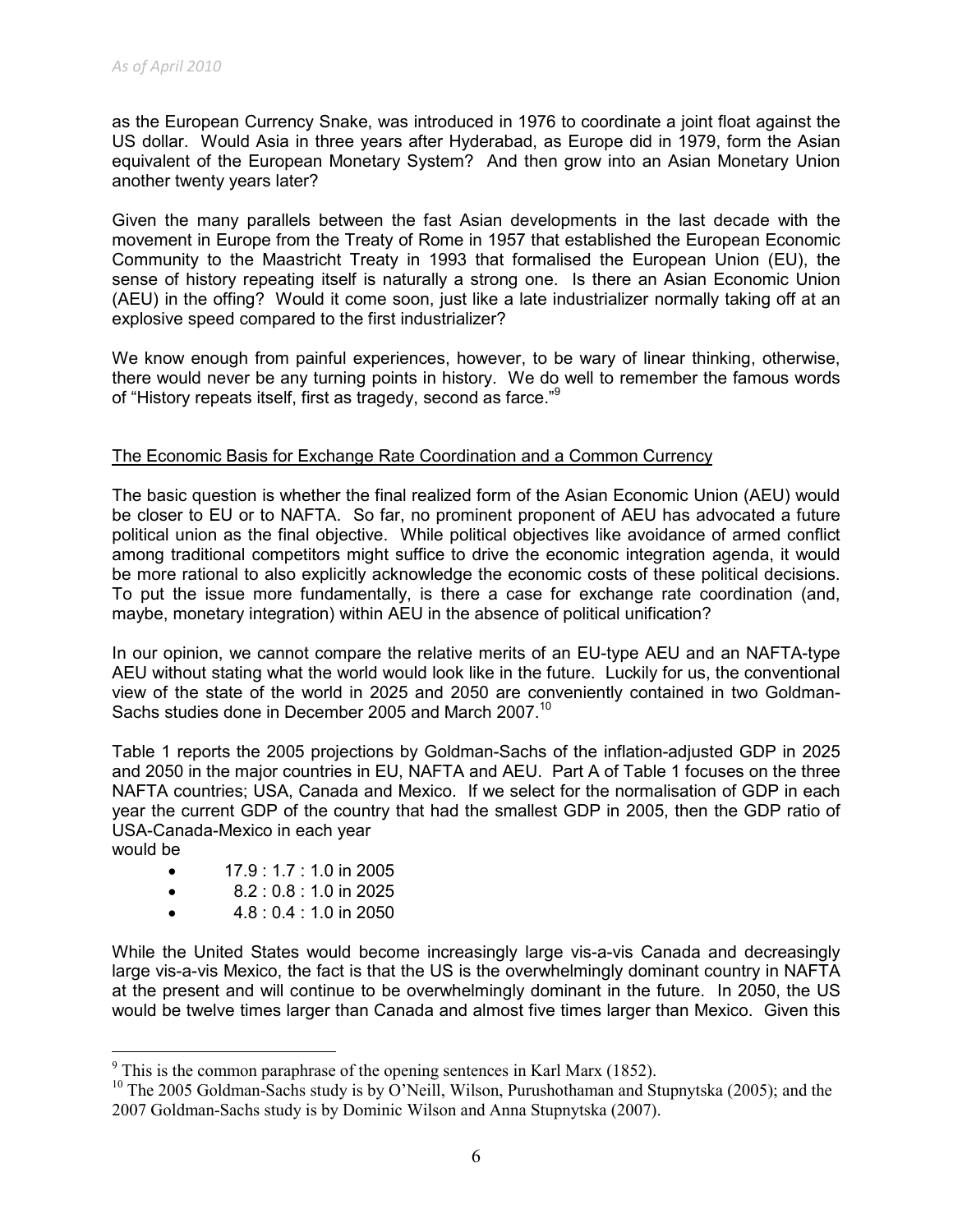as the European Currency Snake, was introduced in 1976 to coordinate a joint float against the US dollar. Would Asia in three years after Hyderabad, as Europe did in 1979, form the Asian equivalent of the European Monetary System? And then grow into an Asian Monetary Union another twenty years later?

Given the many parallels between the fast Asian developments in the last decade with the movement in Europe from the Treaty of Rome in 1957 that established the European Economic Community to the Maastricht Treaty in 1993 that formalised the European Union (EU), the sense of history repeating itself is naturally a strong one. Is there an Asian Economic Union (AEU) in the offing? Would it come soon, just like a late industrializer normally taking off at an explosive speed compared to the first industrializer?

We know enough from painful experiences, however, to be wary of linear thinking, otherwise, there would never be any turning points in history. We do well to remember the famous words of "History repeats itself, first as tragedy, second as farce."[9]

## The Economic Basis for Exchange Rate Coordination and a Common Currency

The basic question is whether the final realized form of the Asian Economic Union (AEU) would be closer to EU or to NAFTA. So far, no prominent proponent of AEU has advocated a future political union as the final objective. While political objectives like avoidance of armed conflict among traditional competitors might suffice to drive the economic integration agenda, it would be more rational to also explicitly acknowledge the economic costs of these political decisions. To put the issue more fundamentally, is there a case for exchange rate coordination (and, maybe, monetary integration) within AEU in the absence of political unification?

In our opinion, we cannot compare the relative merits of an EU-type AEU and an NAFTA-type AEU without stating what the world would look like in the future. Luckily for us, the conventional view of the state of the world in 2025 and 2050 are conveniently contained in two Goldman-Sachs studies done in December 2005 and March 2007.[10]

Table 1 reports the 2005 projections by Goldman-Sachs of the inflation-adjusted GDP in 2025 and 2050 in the major countries in EU, NAFTA and AEU. Part A of Table 1 focuses on the three NAFTA countries; USA, Canada and Mexico. If we select for the normalisation of GDP in each year the current GDP of the country that had the smallest GDP in 2005, then the GDP ratio of USA-Canada-Mexico in each year would be

- 17.9 : 1.7 : 1.0 in 2005
- 8.2 : 0.8 : 1.0 in 2025
- 4.8 : 0.4 : 1.0 in 2050

While the United States would become increasingly large vis-a-vis Canada and decreasingly large vis-a-vis Mexico, the fact is that the US is the overwhelmingly dominant country in NAFTA at the present and will continue to be overwhelmingly dominant in the future. In 2050, the US would be twelve times larger than Canada and almost five times larger than Mexico. Given this

---

[9] This is the common paraphrase of the opening sentences in Karl Marx (1852).

[10] The 2005 Goldman-Sachs study is by O'Neill, Wilson, Purushothaman and Stupnytska (2005); and the 2007 Goldman-Sachs study is by Dominic Wilson and Anna Stupnytska (2007).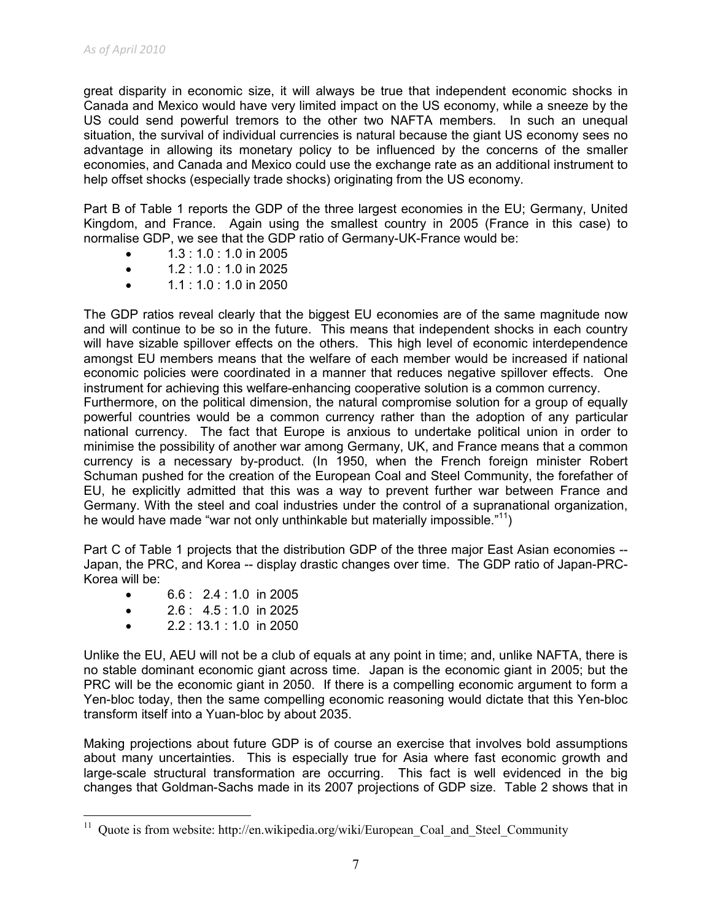great disparity in economic size, it will always be true that independent economic shocks in Canada and Mexico would have very limited impact on the US economy, while a sneeze by the US could send powerful tremors to the other two NAFTA members. In such an unequal situation, the survival of individual currencies is natural because the giant US economy sees no advantage in allowing its monetary policy to be influenced by the concerns of the smaller economies, and Canada and Mexico could use the exchange rate as an additional instrument to help offset shocks (especially trade shocks) originating from the US economy.

Part B of Table 1 reports the GDP of the three largest economies in the EU; Germany, United Kingdom, and France. Again using the smallest country in 2005 (France in this case) to normalise GDP, we see that the GDP ratio of Germany-UK-France would be:

- 1.3 : 1.0 : 1.0 in 2005
- 1.2 : 1.0 : 1.0 in 2025
- 1.1 : 1.0 : 1.0 in 2050

The GDP ratios reveal clearly that the biggest EU economies are of the same magnitude now and will continue to be so in the future. This means that independent shocks in each country will have sizable spillover effects on the others. This high level of economic interdependence amongst EU members means that the welfare of each member would be increased if national economic policies were coordinated in a manner that reduces negative spillover effects. One instrument for achieving this welfare-enhancing cooperative solution is a common currency.
Furthermore, on the political dimension, the natural compromise solution for a group of equally powerful countries would be a common currency rather than the adoption of any particular national currency. The fact that Europe is anxious to undertake political union in order to minimise the possibility of another war among Germany, UK, and France means that a common currency is a necessary by-product. (In 1950, when the French foreign minister Robert Schuman pushed for the creation of the European Coal and Steel Community, the forefather of EU, he explicitly admitted that this was a way to prevent further war between France and Germany. With the steel and coal industries under the control of a supranational organization, he would have made "war not only unthinkable but materially impossible."[11])

Part C of Table 1 projects that the distribution GDP of the three major East Asian economies -- Japan, the PRC, and Korea -- display drastic changes over time. The GDP ratio of Japan-PRC-Korea will be:

- 6.6 : 2.4 : 1.0 in 2005
- 2.6 : 4.5 : 1.0 in 2025
- 2.2 : 13.1 : 1.0 in 2050

Unlike the EU, AEU will not be a club of equals at any point in time; and, unlike NAFTA, there is no stable dominant economic giant across time. Japan is the economic giant in 2005; but the PRC will be the economic giant in 2050. If there is a compelling economic argument to form a Yen-bloc today, then the same compelling economic reasoning would dictate that this Yen-bloc transform itself into a Yuan-bloc by about 2035.

Making projections about future GDP is of course an exercise that involves bold assumptions about many uncertainties. This is especially true for Asia where fast economic growth and large-scale structural transformation are occurring. This fact is well evidenced in the big changes that Goldman-Sachs made in its 2007 projections of GDP size. Table 2 shows that in

[11] Quote is from website: http://en.wikipedia.org/wiki/European_Coal_and_Steel_Community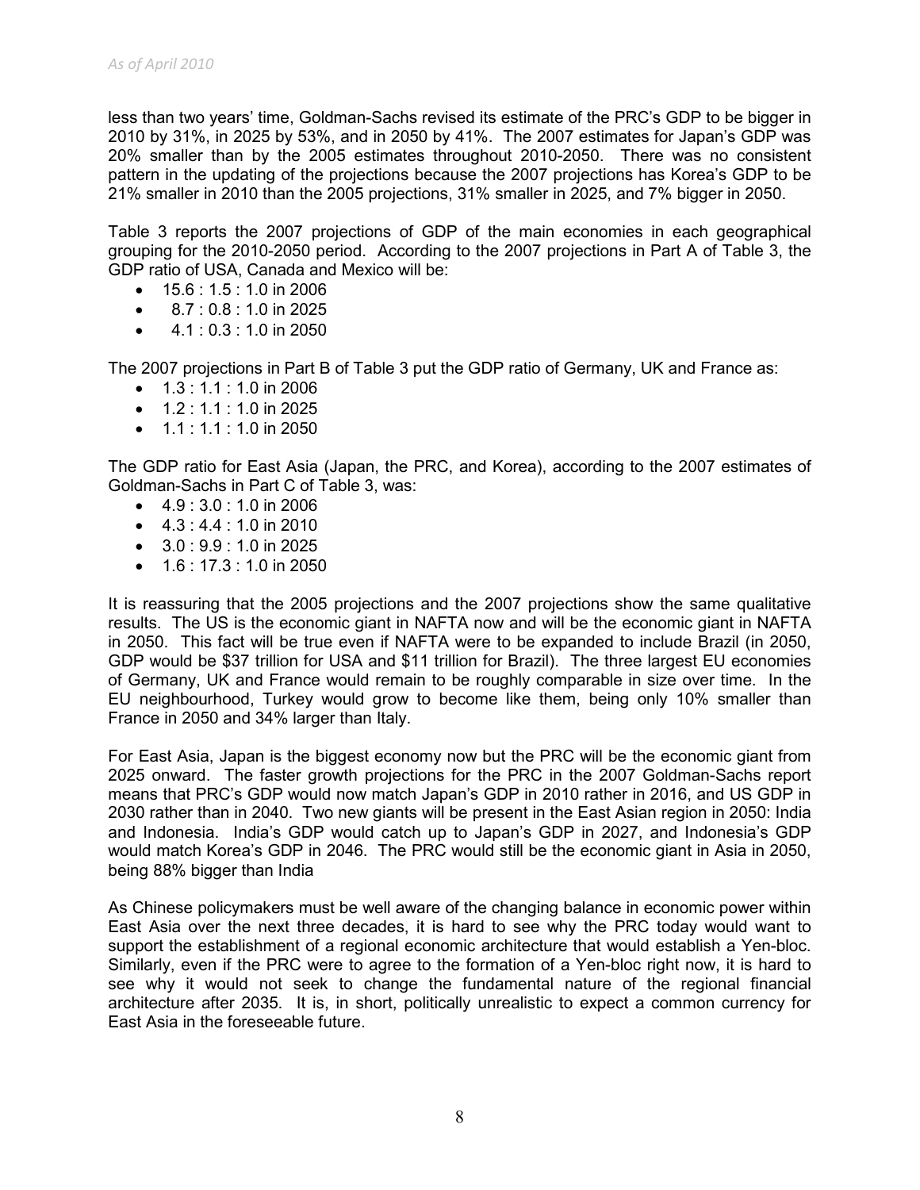less than two years' time, Goldman-Sachs revised its estimate of the PRC's GDP to be bigger in 2010 by 31%, in 2025 by 53%, and in 2050 by 41%. The 2007 estimates for Japan's GDP was 20% smaller than by the 2005 estimates throughout 2010-2050. There was no consistent pattern in the updating of the projections because the 2007 projections has Korea's GDP to be 21% smaller in 2010 than the 2005 projections, 31% smaller in 2025, and 7% bigger in 2050.

Table 3 reports the 2007 projections of GDP of the main economies in each geographical grouping for the 2010-2050 period. According to the 2007 projections in Part A of Table 3, the GDP ratio of USA, Canada and Mexico will be:

- 15.6 : 1.5 : 1.0 in 2006
- 8.7 : 0.8 : 1.0 in 2025
- 4.1 : 0.3 : 1.0 in 2050

The 2007 projections in Part B of Table 3 put the GDP ratio of Germany, UK and France as:

- 1.3 : 1.1 : 1.0 in 2006
- 1.2 : 1.1 : 1.0 in 2025
- 1.1 : 1.1 : 1.0 in 2050

The GDP ratio for East Asia (Japan, the PRC, and Korea), according to the 2007 estimates of Goldman-Sachs in Part C of Table 3, was:

- 4.9 : 3.0 : 1.0 in 2006
- 4.3 : 4.4 : 1.0 in 2010
- 3.0 : 9.9 : 1.0 in 2025
- 1.6 : 17.3 : 1.0 in 2050

It is reassuring that the 2005 projections and the 2007 projections show the same qualitative results. The US is the economic giant in NAFTA now and will be the economic giant in NAFTA in 2050. This fact will be true even if NAFTA were to be expanded to include Brazil (in 2050, GDP would be $37 trillion for USA and $11 trillion for Brazil). The three largest EU economies of Germany, UK and France would remain to be roughly comparable in size over time. In the EU neighbourhood, Turkey would grow to become like them, being only 10% smaller than France in 2050 and 34% larger than Italy.

For East Asia, Japan is the biggest economy now but the PRC will be the economic giant from 2025 onward. The faster growth projections for the PRC in the 2007 Goldman-Sachs report means that PRC's GDP would now match Japan's GDP in 2010 rather in 2016, and US GDP in 2030 rather than in 2040. Two new giants will be present in the East Asian region in 2050: India and Indonesia. India's GDP would catch up to Japan's GDP in 2027, and Indonesia's GDP would match Korea's GDP in 2046. The PRC would still be the economic giant in Asia in 2050, being 88% bigger than India

As Chinese policymakers must be well aware of the changing balance in economic power within East Asia over the next three decades, it is hard to see why the PRC today would want to support the establishment of a regional economic architecture that would establish a Yen-bloc. Similarly, even if the PRC were to agree to the formation of a Yen-bloc right now, it is hard to see why it would not seek to change the fundamental nature of the regional financial architecture after 2035. It is, in short, politically unrealistic to expect a common currency for East Asia in the foreseeable future.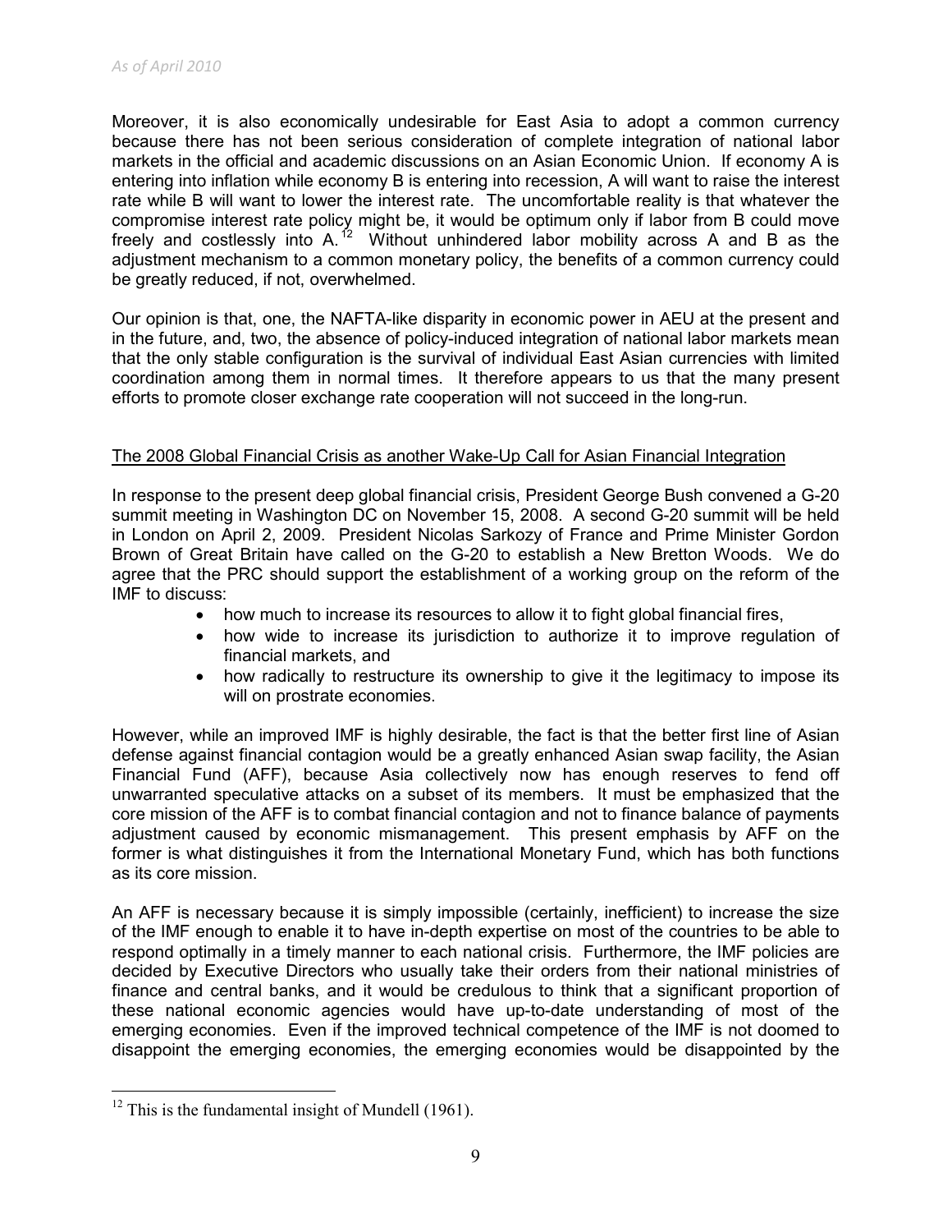Moreover, it is also economically undesirable for East Asia to adopt a common currency because there has not been serious consideration of complete integration of national labor markets in the official and academic discussions on an Asian Economic Union. If economy A is entering into inflation while economy B is entering into recession, A will want to raise the interest rate while B will want to lower the interest rate. The uncomfortable reality is that whatever the compromise interest rate policy might be, it would be optimum only if labor from B could move freely and costlessly into A.[12] Without unhindered labor mobility across A and B as the adjustment mechanism to a common monetary policy, the benefits of a common currency could be greatly reduced, if not, overwhelmed.

Our opinion is that, one, the NAFTA-like disparity in economic power in AEU at the present and in the future, and, two, the absence of policy-induced integration of national labor markets mean that the only stable configuration is the survival of individual East Asian currencies with limited coordination among them in normal times. It therefore appears to us that the many present efforts to promote closer exchange rate cooperation will not succeed in the long-run.

## The 2008 Global Financial Crisis as another Wake-Up Call for Asian Financial Integration

In response to the present deep global financial crisis, President George Bush convened a G-20 summit meeting in Washington DC on November 15, 2008. A second G-20 summit will be held in London on April 2, 2009. President Nicolas Sarkozy of France and Prime Minister Gordon Brown of Great Britain have called on the G-20 to establish a New Bretton Woods. We do agree that the PRC should support the establishment of a working group on the reform of the IMF to discuss:

- how much to increase its resources to allow it to fight global financial fires,
- how wide to increase its jurisdiction to authorize it to improve regulation of financial markets, and
- how radically to restructure its ownership to give it the legitimacy to impose its will on prostrate economies.

However, while an improved IMF is highly desirable, the fact is that the better first line of Asian defense against financial contagion would be a greatly enhanced Asian swap facility, the Asian Financial Fund (AFF), because Asia collectively now has enough reserves to fend off unwarranted speculative attacks on a subset of its members. It must be emphasized that the core mission of the AFF is to combat financial contagion and not to finance balance of payments adjustment caused by economic mismanagement. This present emphasis by AFF on the former is what distinguishes it from the International Monetary Fund, which has both functions as its core mission.

An AFF is necessary because it is simply impossible (certainly, inefficient) to increase the size of the IMF enough to enable it to have in-depth expertise on most of the countries to be able to respond optimally in a timely manner to each national crisis. Furthermore, the IMF policies are decided by Executive Directors who usually take their orders from their national ministries of finance and central banks, and it would be credulous to think that a significant proportion of these national economic agencies would have up-to-date understanding of most of the emerging economies. Even if the improved technical competence of the IMF is not doomed to disappoint the emerging economies, the emerging economies would be disappointed by the

[12] This is the fundamental insight of Mundell (1961).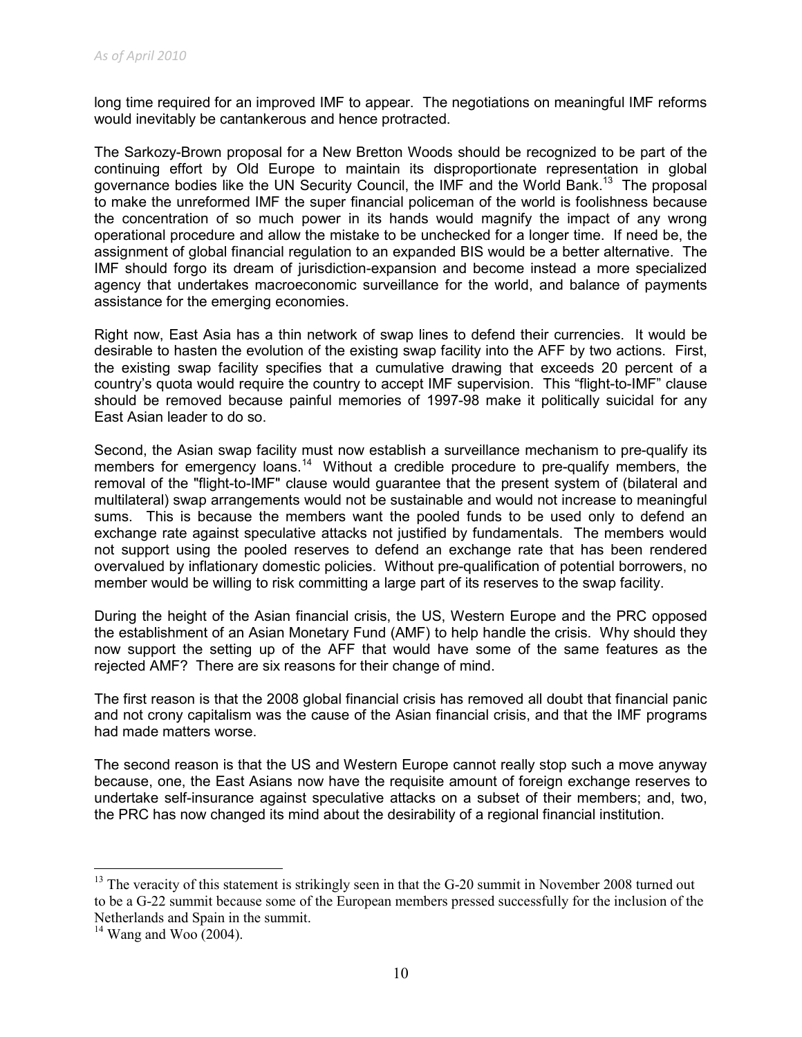long time required for an improved IMF to appear. The negotiations on meaningful IMF reforms would inevitably be cantankerous and hence protracted.

The Sarkozy-Brown proposal for a New Bretton Woods should be recognized to be part of the continuing effort by Old Europe to maintain its disproportionate representation in global governance bodies like the UN Security Council, the IMF and the World Bank.[13] The proposal to make the unreformed IMF the super financial policeman of the world is foolishness because the concentration of so much power in its hands would magnify the impact of any wrong operational procedure and allow the mistake to be unchecked for a longer time. If need be, the assignment of global financial regulation to an expanded BIS would be a better alternative. The IMF should forgo its dream of jurisdiction-expansion and become instead a more specialized agency that undertakes macroeconomic surveillance for the world, and balance of payments assistance for the emerging economies.

Right now, East Asia has a thin network of swap lines to defend their currencies. It would be desirable to hasten the evolution of the existing swap facility into the AFF by two actions. First, the existing swap facility specifies that a cumulative drawing that exceeds 20 percent of a country's quota would require the country to accept IMF supervision. This "flight-to-IMF" clause should be removed because painful memories of 1997-98 make it politically suicidal for any East Asian leader to do so.

Second, the Asian swap facility must now establish a surveillance mechanism to pre-qualify its members for emergency loans.[14] Without a credible procedure to pre-qualify members, the removal of the "flight-to-IMF" clause would guarantee that the present system of (bilateral and multilateral) swap arrangements would not be sustainable and would not increase to meaningful sums. This is because the members want the pooled funds to be used only to defend an exchange rate against speculative attacks not justified by fundamentals. The members would not support using the pooled reserves to defend an exchange rate that has been rendered overvalued by inflationary domestic policies. Without pre-qualification of potential borrowers, no member would be willing to risk committing a large part of its reserves to the swap facility.

During the height of the Asian financial crisis, the US, Western Europe and the PRC opposed the establishment of an Asian Monetary Fund (AMF) to help handle the crisis. Why should they now support the setting up of the AFF that would have some of the same features as the rejected AMF? There are six reasons for their change of mind.

The first reason is that the 2008 global financial crisis has removed all doubt that financial panic and not crony capitalism was the cause of the Asian financial crisis, and that the IMF programs had made matters worse.

The second reason is that the US and Western Europe cannot really stop such a move anyway because, one, the East Asians now have the requisite amount of foreign exchange reserves to undertake self-insurance against speculative attacks on a subset of their members; and, two, the PRC has now changed its mind about the desirability of a regional financial institution.

---

[13] The veracity of this statement is strikingly seen in that the G-20 summit in November 2008 turned out to be a G-22 summit because some of the European members pressed successfully for the inclusion of the Netherlands and Spain in the summit.

[14] Wang and Woo (2004).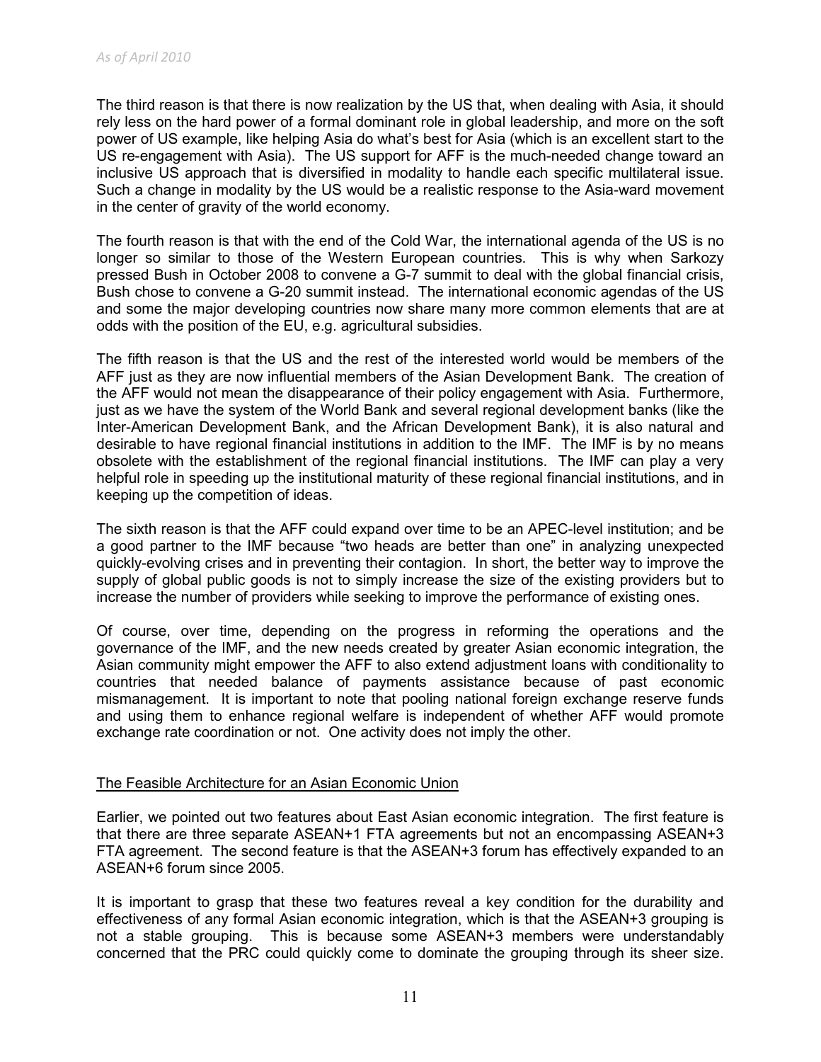The third reason is that there is now realization by the US that, when dealing with Asia, it should rely less on the hard power of a formal dominant role in global leadership, and more on the soft power of US example, like helping Asia do what's best for Asia (which is an excellent start to the US re-engagement with Asia). The US support for AFF is the much-needed change toward an inclusive US approach that is diversified in modality to handle each specific multilateral issue. Such a change in modality by the US would be a realistic response to the Asia-ward movement in the center of gravity of the world economy.

The fourth reason is that with the end of the Cold War, the international agenda of the US is no longer so similar to those of the Western European countries. This is why when Sarkozy pressed Bush in October 2008 to convene a G-7 summit to deal with the global financial crisis, Bush chose to convene a G-20 summit instead. The international economic agendas of the US and some the major developing countries now share many more common elements that are at odds with the position of the EU, e.g. agricultural subsidies.

The fifth reason is that the US and the rest of the interested world would be members of the AFF just as they are now influential members of the Asian Development Bank. The creation of the AFF would not mean the disappearance of their policy engagement with Asia. Furthermore, just as we have the system of the World Bank and several regional development banks (like the Inter-American Development Bank, and the African Development Bank), it is also natural and desirable to have regional financial institutions in addition to the IMF. The IMF is by no means obsolete with the establishment of the regional financial institutions. The IMF can play a very helpful role in speeding up the institutional maturity of these regional financial institutions, and in keeping up the competition of ideas.

The sixth reason is that the AFF could expand over time to be an APEC-level institution; and be a good partner to the IMF because "two heads are better than one" in analyzing unexpected quickly-evolving crises and in preventing their contagion. In short, the better way to improve the supply of global public goods is not to simply increase the size of the existing providers but to increase the number of providers while seeking to improve the performance of existing ones.

Of course, over time, depending on the progress in reforming the operations and the governance of the IMF, and the new needs created by greater Asian economic integration, the Asian community might empower the AFF to also extend adjustment loans with conditionality to countries that needed balance of payments assistance because of past economic mismanagement. It is important to note that pooling national foreign exchange reserve funds and using them to enhance regional welfare is independent of whether AFF would promote exchange rate coordination or not. One activity does not imply the other.

## The Feasible Architecture for an Asian Economic Union

Earlier, we pointed out two features about East Asian economic integration. The first feature is that there are three separate ASEAN+1 FTA agreements but not an encompassing ASEAN+3 FTA agreement. The second feature is that the ASEAN+3 forum has effectively expanded to an ASEAN+6 forum since 2005.

It is important to grasp that these two features reveal a key condition for the durability and effectiveness of any formal Asian economic integration, which is that the ASEAN+3 grouping is not a stable grouping. This is because some ASEAN+3 members were understandably concerned that the PRC could quickly come to dominate the grouping through its sheer size.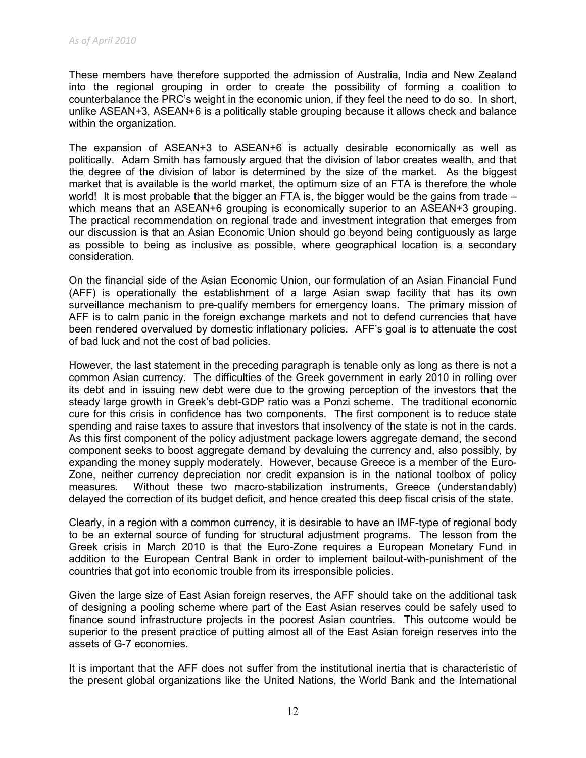These members have therefore supported the admission of Australia, India and New Zealand into the regional grouping in order to create the possibility of forming a coalition to counterbalance the PRC's weight in the economic union, if they feel the need to do so. In short, unlike ASEAN+3, ASEAN+6 is a politically stable grouping because it allows check and balance within the organization.

The expansion of ASEAN+3 to ASEAN+6 is actually desirable economically as well as politically. Adam Smith has famously argued that the division of labor creates wealth, and that the degree of the division of labor is determined by the size of the market. As the biggest market that is available is the world market, the optimum size of an FTA is therefore the whole world! It is most probable that the bigger an FTA is, the bigger would be the gains from trade – which means that an ASEAN+6 grouping is economically superior to an ASEAN+3 grouping. The practical recommendation on regional trade and investment integration that emerges from our discussion is that an Asian Economic Union should go beyond being contiguously as large as possible to being as inclusive as possible, where geographical location is a secondary consideration.

On the financial side of the Asian Economic Union, our formulation of an Asian Financial Fund (AFF) is operationally the establishment of a large Asian swap facility that has its own surveillance mechanism to pre-qualify members for emergency loans. The primary mission of AFF is to calm panic in the foreign exchange markets and not to defend currencies that have been rendered overvalued by domestic inflationary policies. AFF's goal is to attenuate the cost of bad luck and not the cost of bad policies.

However, the last statement in the preceding paragraph is tenable only as long as there is not a common Asian currency. The difficulties of the Greek government in early 2010 in rolling over its debt and in issuing new debt were due to the growing perception of the investors that the steady large growth in Greek's debt-GDP ratio was a Ponzi scheme. The traditional economic cure for this crisis in confidence has two components. The first component is to reduce state spending and raise taxes to assure that investors that insolvency of the state is not in the cards. As this first component of the policy adjustment package lowers aggregate demand, the second component seeks to boost aggregate demand by devaluing the currency and, also possibly, by expanding the money supply moderately. However, because Greece is a member of the Euro-Zone, neither currency depreciation nor credit expansion is in the national toolbox of policy measures. Without these two macro-stabilization instruments, Greece (understandably) delayed the correction of its budget deficit, and hence created this deep fiscal crisis of the state.

Clearly, in a region with a common currency, it is desirable to have an IMF-type of regional body to be an external source of funding for structural adjustment programs. The lesson from the Greek crisis in March 2010 is that the Euro-Zone requires a European Monetary Fund in addition to the European Central Bank in order to implement bailout-with-punishment of the countries that got into economic trouble from its irresponsible policies.

Given the large size of East Asian foreign reserves, the AFF should take on the additional task of designing a pooling scheme where part of the East Asian reserves could be safely used to finance sound infrastructure projects in the poorest Asian countries. This outcome would be superior to the present practice of putting almost all of the East Asian foreign reserves into the assets of G-7 economies.

It is important that the AFF does not suffer from the institutional inertia that is characteristic of the present global organizations like the United Nations, the World Bank and the International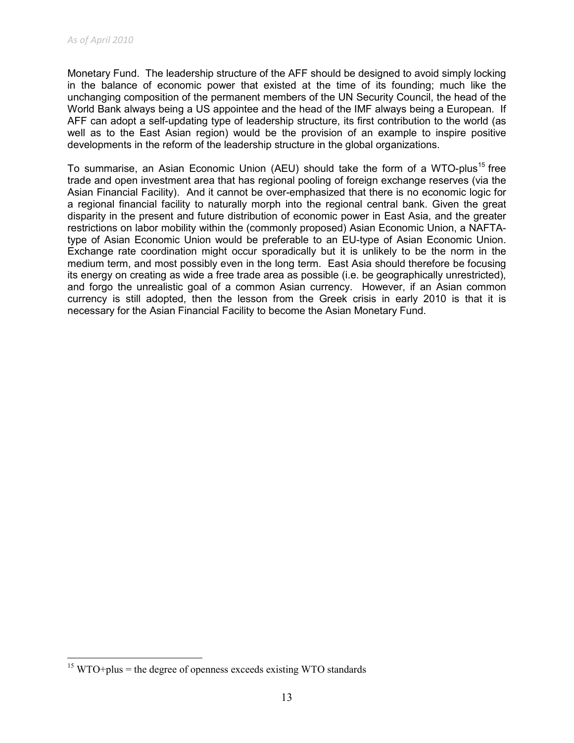Monetary Fund. The leadership structure of the AFF should be designed to avoid simply locking in the balance of economic power that existed at the time of its founding; much like the unchanging composition of the permanent members of the UN Security Council, the head of the World Bank always being a US appointee and the head of the IMF always being a European. If AFF can adopt a self-updating type of leadership structure, its first contribution to the world (as well as to the East Asian region) would be the provision of an example to inspire positive developments in the reform of the leadership structure in the global organizations.

To summarise, an Asian Economic Union (AEU) should take the form of a WTO-plus[15] free trade and open investment area that has regional pooling of foreign exchange reserves (via the Asian Financial Facility). And it cannot be over-emphasized that there is no economic logic for a regional financial facility to naturally morph into the regional central bank. Given the great disparity in the present and future distribution of economic power in East Asia, and the greater restrictions on labor mobility within the (commonly proposed) Asian Economic Union, a NAFTA-type of Asian Economic Union would be preferable to an EU-type of Asian Economic Union. Exchange rate coordination might occur sporadically but it is unlikely to be the norm in the medium term, and most possibly even in the long term. East Asia should therefore be focusing its energy on creating as wide a free trade area as possible (i.e. be geographically unrestricted), and forgo the unrealistic goal of a common Asian currency. However, if an Asian common currency is still adopted, then the lesson from the Greek crisis in early 2010 is that it is necessary for the Asian Financial Facility to become the Asian Monetary Fund.

[15] WTO+plus = the degree of openness exceeds existing WTO standards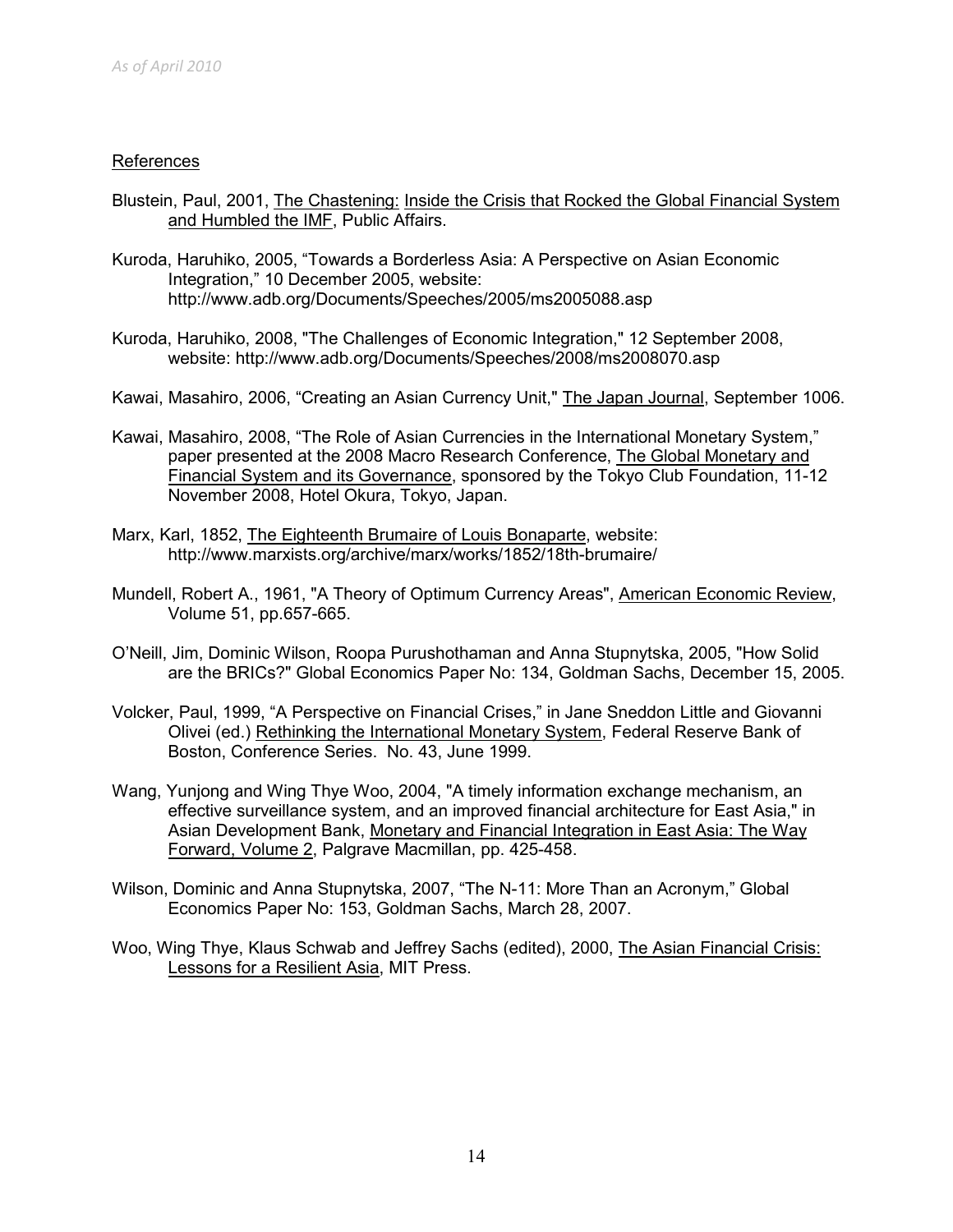## References

Blustein, Paul, 2001, The Chastening: Inside the Crisis that Rocked the Global Financial System and Humbled the IMF, Public Affairs.

Kuroda, Haruhiko, 2005, "Towards a Borderless Asia: A Perspective on Asian Economic Integration," 10 December 2005, website: http://www.adb.org/Documents/Speeches/2005/ms2005088.asp

Kuroda, Haruhiko, 2008, "The Challenges of Economic Integration," 12 September 2008, website: http://www.adb.org/Documents/Speeches/2008/ms2008070.asp

Kawai, Masahiro, 2006, "Creating an Asian Currency Unit," The Japan Journal, September 1006.

Kawai, Masahiro, 2008, "The Role of Asian Currencies in the International Monetary System," paper presented at the 2008 Macro Research Conference, The Global Monetary and Financial System and its Governance, sponsored by the Tokyo Club Foundation, 11-12 November 2008, Hotel Okura, Tokyo, Japan.

Marx, Karl, 1852, The Eighteenth Brumaire of Louis Bonaparte, website: http://www.marxists.org/archive/marx/works/1852/18th-brumaire/

Mundell, Robert A., 1961, "A Theory of Optimum Currency Areas", American Economic Review, Volume 51, pp.657-665.

O'Neill, Jim, Dominic Wilson, Roopa Purushothaman and Anna Stupnytska, 2005, "How Solid are the BRICs?" Global Economics Paper No: 134, Goldman Sachs, December 15, 2005.

Volcker, Paul, 1999, "A Perspective on Financial Crises," in Jane Sneddon Little and Giovanni Olivei (ed.) Rethinking the International Monetary System, Federal Reserve Bank of Boston, Conference Series. No. 43, June 1999.

Wang, Yunjong and Wing Thye Woo, 2004, "A timely information exchange mechanism, an effective surveillance system, and an improved financial architecture for East Asia," in Asian Development Bank, Monetary and Financial Integration in East Asia: The Way Forward, Volume 2, Palgrave Macmillan, pp. 425-458.

Wilson, Dominic and Anna Stupnytska, 2007, "The N-11: More Than an Acronym," Global Economics Paper No: 153, Goldman Sachs, March 28, 2007.

Woo, Wing Thye, Klaus Schwab and Jeffrey Sachs (edited), 2000, The Asian Financial Crisis: Lessons for a Resilient Asia, MIT Press.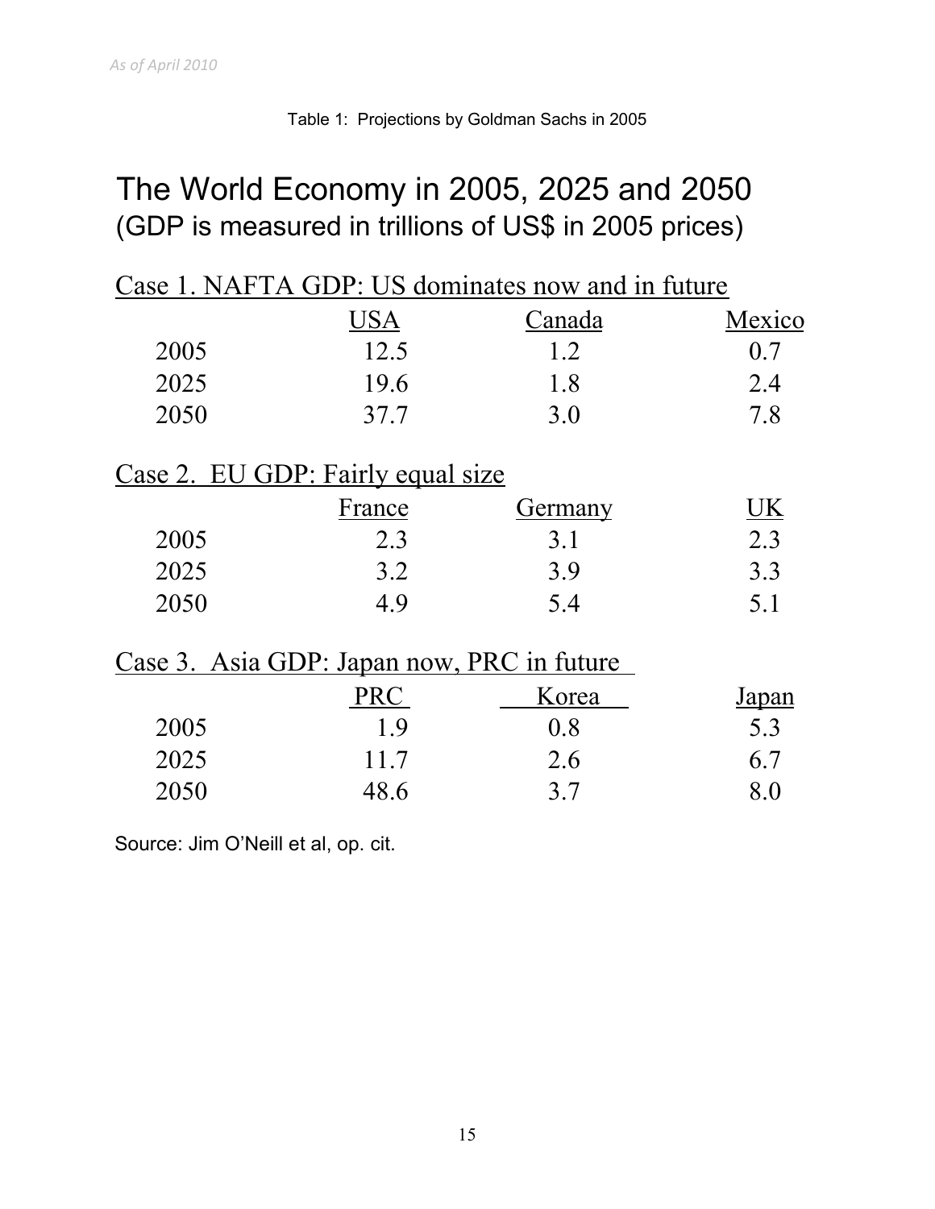Table 1: Projections by Goldman Sachs in 2005

# The World Economy in 2005, 2025 and 2050

## (GDP is measured in trillions of US$ in 2005 prices)

**Case 1. NAFTA GDP: US dominates now and in future**

| | USA | Canada | Mexico |
|---|---|---|---|
| 2005 | 12.5 | 1.2 | 0.7 |
| 2025 | 19.6 | 1.8 | 2.4 |
| 2050 | 37.7 | 3.0 | 7.8 |

**Case 2. EU GDP: Fairly equal size**

| | France | Germany | UK |
|---|---|---|---|
| 2005 | 2.3 | 3.1 | 2.3 |
| 2025 | 3.2 | 3.9 | 3.3 |
| 2050 | 4.9 | 5.4 | 5.1 |

**Case 3. Asia GDP: Japan now, PRC in future**

| | PRC | Korea | Japan |
|---|---|---|---|
| 2005 | 1.9 | 0.8 | 5.3 |
| 2025 | 11.7 | 2.6 | 6.7 |
| 2050 | 48.6 | 3.7 | 8.0 |

Source: Jim O'Neill et al, op. cit.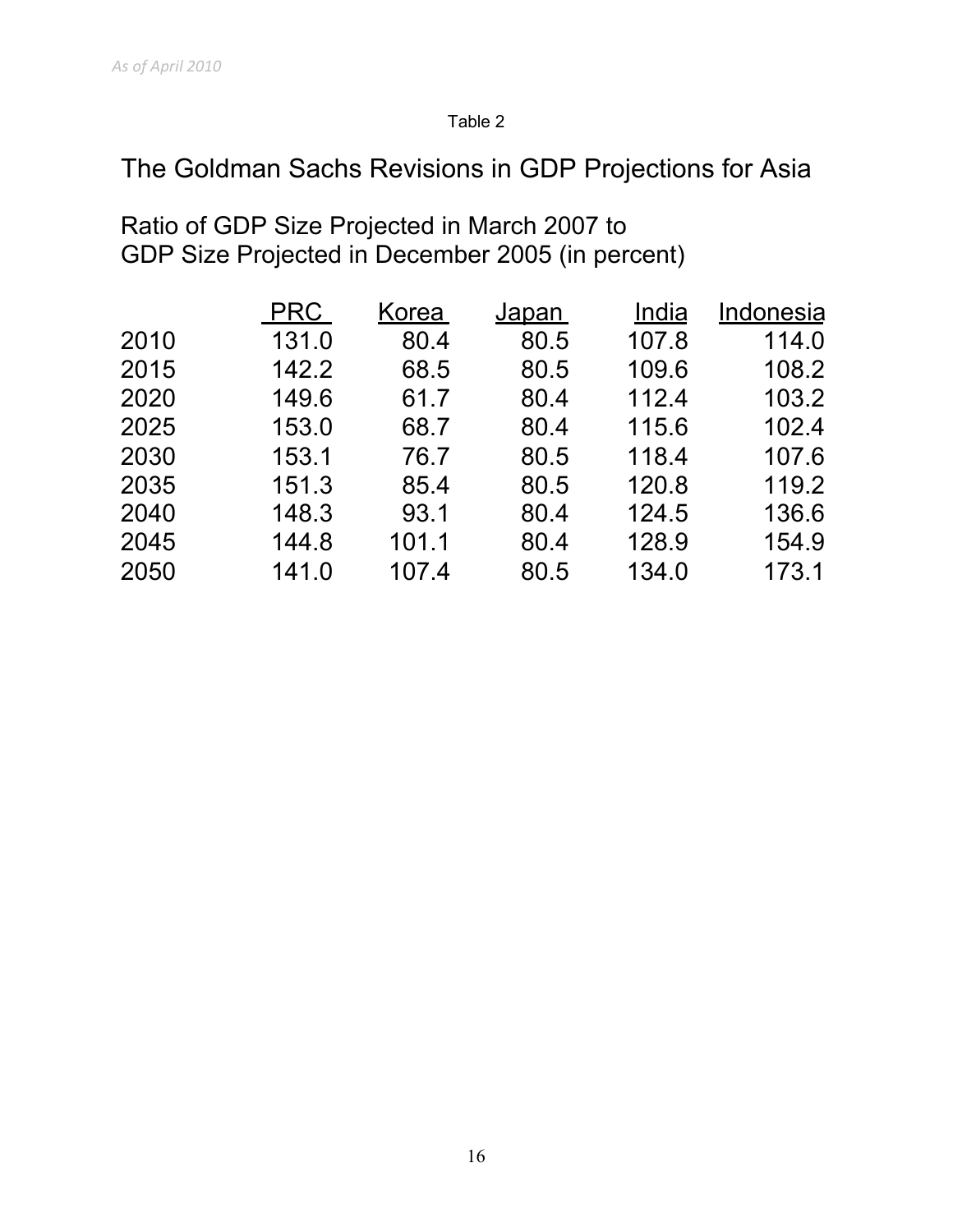*As of April 2010*

Table 2

# The Goldman Sachs Revisions in GDP Projections for Asia

## Ratio of GDP Size Projected in March 2007 to GDP Size Projected in December 2005 (in percent)

| | PRC | Korea | Japan | India | Indonesia |
|---|---|---|---|---|---|
| 2010 | 131.0 | 80.4 | 80.5 | 107.8 | 114.0 |
| 2015 | 142.2 | 68.5 | 80.5 | 109.6 | 108.2 |
| 2020 | 149.6 | 61.7 | 80.4 | 112.4 | 103.2 |
| 2025 | 153.0 | 68.7 | 80.4 | 115.6 | 102.4 |
| 2030 | 153.1 | 76.7 | 80.5 | 118.4 | 107.6 |
| 2035 | 151.3 | 85.4 | 80.5 | 120.8 | 119.2 |
| 2040 | 148.3 | 93.1 | 80.4 | 124.5 | 136.6 |
| 2045 | 144.8 | 101.1 | 80.4 | 128.9 | 154.9 |
| 2050 | 141.0 | 107.4 | 80.5 | 134.0 | 173.1 |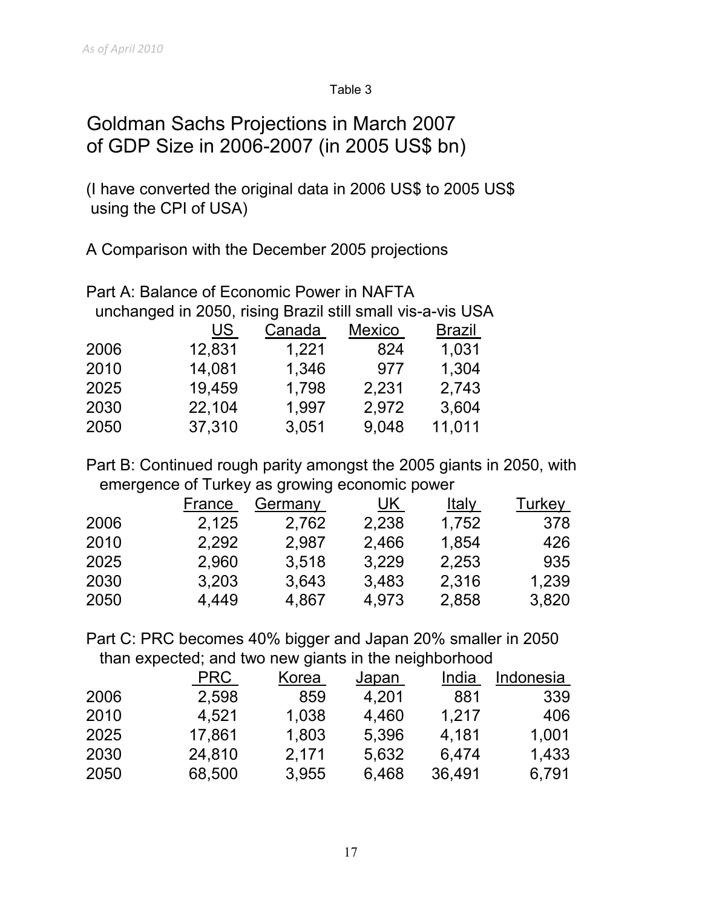*As of April 2010*

Table 3

# Goldman Sachs Projections in March 2007 of GDP Size in 2006-2007 (in 2005 US$ bn)

(I have converted the original data in 2006 US$ to 2005 US$ using the CPI of USA)

A Comparison with the December 2005 projections

Part A: Balance of Economic Power in NAFTA unchanged in 2050, rising Brazil still small vis-a-vis USA

| | US | Canada | Mexico | Brazil |
|---|---|---|---|---|
| 2006 | 12,831 | 1,221 | 824 | 1,031 |
| 2010 | 14,081 | 1,346 | 977 | 1,304 |
| 2025 | 19,459 | 1,798 | 2,231 | 2,743 |
| 2030 | 22,104 | 1,997 | 2,972 | 3,604 |
| 2050 | 37,310 | 3,051 | 9,048 | 11,011 |

Part B: Continued rough parity amongst the 2005 giants in 2050, with emergence of Turkey as growing economic power

| | France | Germany | UK | Italy | Turkey |
|---|---|---|---|---|---|
| 2006 | 2,125 | 2,762 | 2,238 | 1,752 | 378 |
| 2010 | 2,292 | 2,987 | 2,466 | 1,854 | 426 |
| 2025 | 2,960 | 3,518 | 3,229 | 2,253 | 935 |
| 2030 | 3,203 | 3,643 | 3,483 | 2,316 | 1,239 |
| 2050 | 4,449 | 4,867 | 4,973 | 2,858 | 3,820 |

Part C: PRC becomes 40% bigger and Japan 20% smaller in 2050 than expected; and two new giants in the neighborhood

| | PRC | Korea | Japan | India | Indonesia |
|---|---|---|---|---|---|
| 2006 | 2,598 | 859 | 4,201 | 881 | 339 |
| 2010 | 4,521 | 1,038 | 4,460 | 1,217 | 406 |
| 2025 | 17,861 | 1,803 | 5,396 | 4,181 | 1,001 |
| 2030 | 24,810 | 2,171 | 5,632 | 6,474 | 1,433 |
| 2050 | 68,500 | 3,955 | 6,468 | 36,491 | 6,791 |